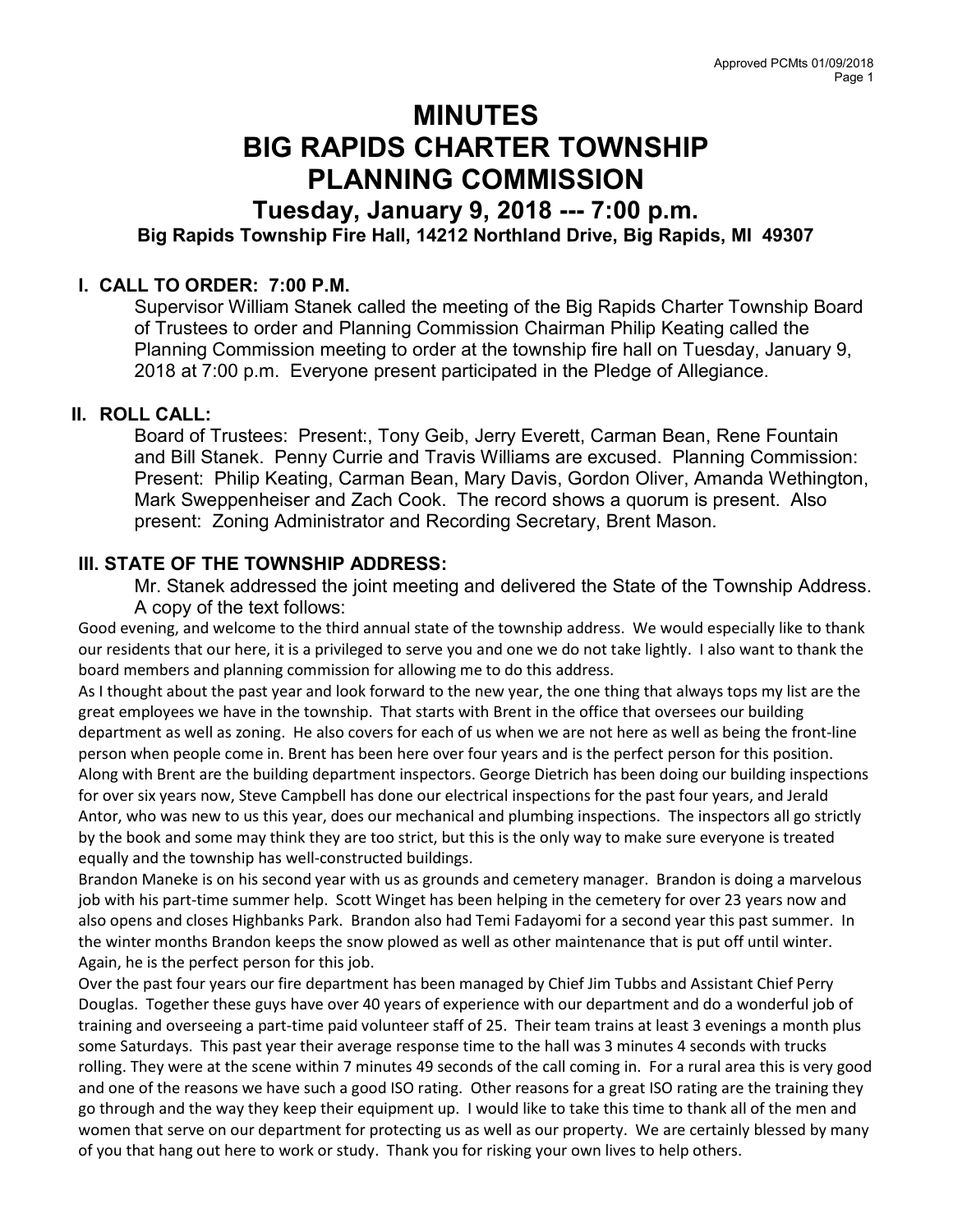# MINUTES
# BIG RAPIDS CHARTER TOWNSHIP
# PLANNING COMMISSION

## Tuesday, January 9, 2018 --- 7:00 p.m.

**Big Rapids Township Fire Hall, 14212 Northland Drive, Big Rapids, MI 49307**

### I. CALL TO ORDER: 7:00 P.M.

Supervisor William Stanek called the meeting of the Big Rapids Charter Township Board of Trustees to order and Planning Commission Chairman Philip Keating called the Planning Commission meeting to order at the township fire hall on Tuesday, January 9, 2018 at 7:00 p.m. Everyone present participated in the Pledge of Allegiance.

### II. ROLL CALL:

Board of Trustees: Present:, Tony Geib, Jerry Everett, Carman Bean, Rene Fountain and Bill Stanek. Penny Currie and Travis Williams are excused. Planning Commission: Present: Philip Keating, Carman Bean, Mary Davis, Gordon Oliver, Amanda Wethington, Mark Sweppenheiser and Zach Cook. The record shows a quorum is present. Also present: Zoning Administrator and Recording Secretary, Brent Mason.

### III. STATE OF THE TOWNSHIP ADDRESS:

Mr. Stanek addressed the joint meeting and delivered the State of the Township Address. A copy of the text follows:

Good evening, and welcome to the third annual state of the township address. We would especially like to thank our residents that our here, it is a privileged to serve you and one we do not take lightly. I also want to thank the board members and planning commission for allowing me to do this address.

As I thought about the past year and look forward to the new year, the one thing that always tops my list are the great employees we have in the township. That starts with Brent in the office that oversees our building department as well as zoning. He also covers for each of us when we are not here as well as being the front-line person when people come in. Brent has been here over four years and is the perfect person for this position. Along with Brent are the building department inspectors. George Dietrich has been doing our building inspections for over six years now, Steve Campbell has done our electrical inspections for the past four years, and Jerald Antor, who was new to us this year, does our mechanical and plumbing inspections. The inspectors all go strictly by the book and some may think they are too strict, but this is the only way to make sure everyone is treated equally and the township has well-constructed buildings.

Brandon Maneke is on his second year with us as grounds and cemetery manager. Brandon is doing a marvelous job with his part-time summer help. Scott Winget has been helping in the cemetery for over 23 years now and also opens and closes Highbanks Park. Brandon also had Temi Fadayomi for a second year this past summer. In the winter months Brandon keeps the snow plowed as well as other maintenance that is put off until winter. Again, he is the perfect person for this job.

Over the past four years our fire department has been managed by Chief Jim Tubbs and Assistant Chief Perry Douglas. Together these guys have over 40 years of experience with our department and do a wonderful job of training and overseeing a part-time paid volunteer staff of 25. Their team trains at least 3 evenings a month plus some Saturdays. This past year their average response time to the hall was 3 minutes 4 seconds with trucks rolling. They were at the scene within 7 minutes 49 seconds of the call coming in. For a rural area this is very good and one of the reasons we have such a good ISO rating. Other reasons for a great ISO rating are the training they go through and the way they keep their equipment up. I would like to take this time to thank all of the men and women that serve on our department for protecting us as well as our property. We are certainly blessed by many of you that hang out here to work or study. Thank you for risking your own lives to help others.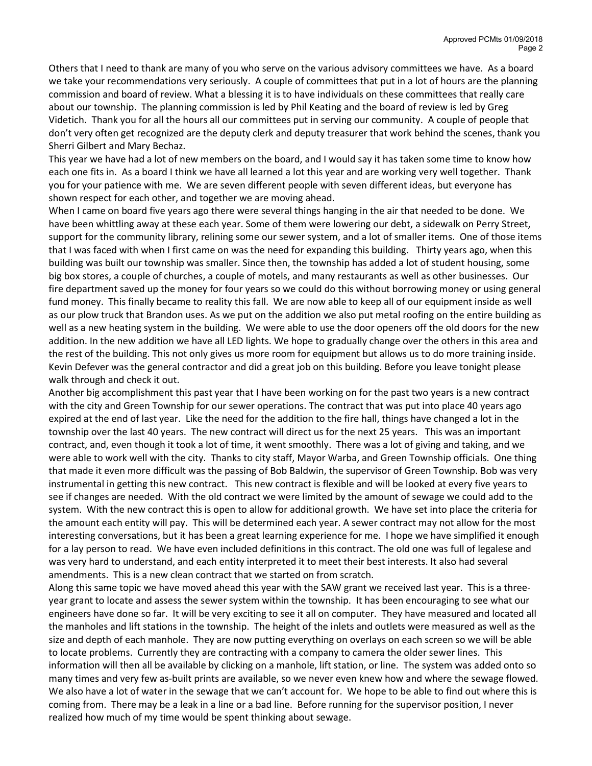Others that I need to thank are many of you who serve on the various advisory committees we have. As a board we take your recommendations very seriously. A couple of committees that put in a lot of hours are the planning commission and board of review. What a blessing it is to have individuals on these committees that really care about our township. The planning commission is led by Phil Keating and the board of review is led by Greg Videtich. Thank you for all the hours all our committees put in serving our community. A couple of people that don't very often get recognized are the deputy clerk and deputy treasurer that work behind the scenes, thank you Sherri Gilbert and Mary Bechaz.

This year we have had a lot of new members on the board, and I would say it has taken some time to know how each one fits in. As a board I think we have all learned a lot this year and are working very well together. Thank you for your patience with me. We are seven different people with seven different ideas, but everyone has shown respect for each other, and together we are moving ahead.

When I came on board five years ago there were several things hanging in the air that needed to be done. We have been whittling away at these each year. Some of them were lowering our debt, a sidewalk on Perry Street, support for the community library, relining some our sewer system, and a lot of smaller items. One of those items that I was faced with when I first came on was the need for expanding this building. Thirty years ago, when this building was built our township was smaller. Since then, the township has added a lot of student housing, some big box stores, a couple of churches, a couple of motels, and many restaurants as well as other businesses. Our fire department saved up the money for four years so we could do this without borrowing money or using general fund money. This finally became to reality this fall. We are now able to keep all of our equipment inside as well as our plow truck that Brandon uses. As we put on the addition we also put metal roofing on the entire building as well as a new heating system in the building. We were able to use the door openers off the old doors for the new addition. In the new addition we have all LED lights. We hope to gradually change over the others in this area and the rest of the building. This not only gives us more room for equipment but allows us to do more training inside. Kevin Defever was the general contractor and did a great job on this building. Before you leave tonight please walk through and check it out.

Another big accomplishment this past year that I have been working on for the past two years is a new contract with the city and Green Township for our sewer operations. The contract that was put into place 40 years ago expired at the end of last year. Like the need for the addition to the fire hall, things have changed a lot in the township over the last 40 years. The new contract will direct us for the next 25 years. This was an important contract, and, even though it took a lot of time, it went smoothly. There was a lot of giving and taking, and we were able to work well with the city. Thanks to city staff, Mayor Warba, and Green Township officials. One thing that made it even more difficult was the passing of Bob Baldwin, the supervisor of Green Township. Bob was very instrumental in getting this new contract. This new contract is flexible and will be looked at every five years to see if changes are needed. With the old contract we were limited by the amount of sewage we could add to the system. With the new contract this is open to allow for additional growth. We have set into place the criteria for the amount each entity will pay. This will be determined each year. A sewer contract may not allow for the most interesting conversations, but it has been a great learning experience for me. I hope we have simplified it enough for a lay person to read. We have even included definitions in this contract. The old one was full of legalese and was very hard to understand, and each entity interpreted it to meet their best interests. It also had several amendments. This is a new clean contract that we started on from scratch.

Along this same topic we have moved ahead this year with the SAW grant we received last year. This is a three-year grant to locate and assess the sewer system within the township. It has been encouraging to see what our engineers have done so far. It will be very exciting to see it all on computer. They have measured and located all the manholes and lift stations in the township. The height of the inlets and outlets were measured as well as the size and depth of each manhole. They are now putting everything on overlays on each screen so we will be able to locate problems. Currently they are contracting with a company to camera the older sewer lines. This information will then all be available by clicking on a manhole, lift station, or line. The system was added onto so many times and very few as-built prints are available, so we never even knew how and where the sewage flowed. We also have a lot of water in the sewage that we can't account for. We hope to be able to find out where this is coming from. There may be a leak in a line or a bad line. Before running for the supervisor position, I never realized how much of my time would be spent thinking about sewage.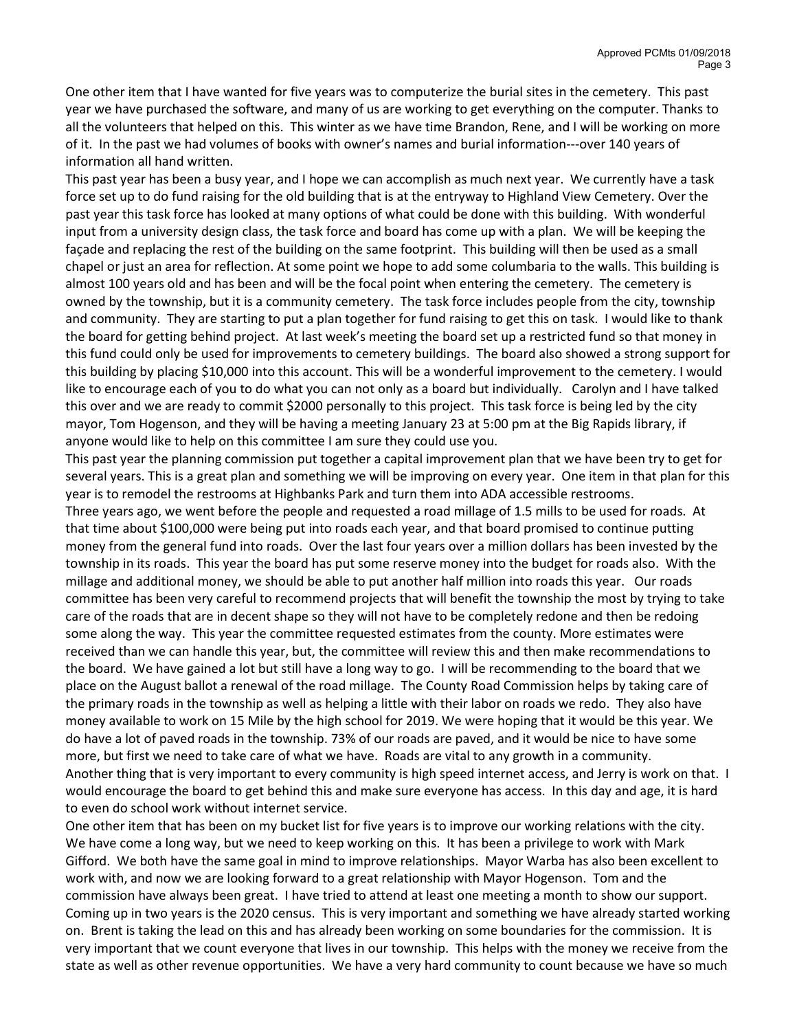One other item that I have wanted for five years was to computerize the burial sites in the cemetery. This past year we have purchased the software, and many of us are working to get everything on the computer. Thanks to all the volunteers that helped on this. This winter as we have time Brandon, Rene, and I will be working on more of it. In the past we had volumes of books with owner's names and burial information---over 140 years of information all hand written.

This past year has been a busy year, and I hope we can accomplish as much next year. We currently have a task force set up to do fund raising for the old building that is at the entryway to Highland View Cemetery. Over the past year this task force has looked at many options of what could be done with this building. With wonderful input from a university design class, the task force and board has come up with a plan. We will be keeping the façade and replacing the rest of the building on the same footprint. This building will then be used as a small chapel or just an area for reflection. At some point we hope to add some columbaria to the walls. This building is almost 100 years old and has been and will be the focal point when entering the cemetery. The cemetery is owned by the township, but it is a community cemetery. The task force includes people from the city, township and community. They are starting to put a plan together for fund raising to get this on task. I would like to thank the board for getting behind project. At last week's meeting the board set up a restricted fund so that money in this fund could only be used for improvements to cemetery buildings. The board also showed a strong support for this building by placing $10,000 into this account. This will be a wonderful improvement to the cemetery. I would like to encourage each of you to do what you can not only as a board but individually. Carolyn and I have talked this over and we are ready to commit $2000 personally to this project. This task force is being led by the city mayor, Tom Hogenson, and they will be having a meeting January 23 at 5:00 pm at the Big Rapids library, if anyone would like to help on this committee I am sure they could use you.

This past year the planning commission put together a capital improvement plan that we have been try to get for several years. This is a great plan and something we will be improving on every year. One item in that plan for this year is to remodel the restrooms at Highbanks Park and turn them into ADA accessible restrooms.

Three years ago, we went before the people and requested a road millage of 1.5 mills to be used for roads. At that time about $100,000 were being put into roads each year, and that board promised to continue putting money from the general fund into roads. Over the last four years over a million dollars has been invested by the township in its roads. This year the board has put some reserve money into the budget for roads also. With the millage and additional money, we should be able to put another half million into roads this year. Our roads committee has been very careful to recommend projects that will benefit the township the most by trying to take care of the roads that are in decent shape so they will not have to be completely redone and then be redoing some along the way. This year the committee requested estimates from the county. More estimates were received than we can handle this year, but, the committee will review this and then make recommendations to the board. We have gained a lot but still have a long way to go. I will be recommending to the board that we place on the August ballot a renewal of the road millage. The County Road Commission helps by taking care of the primary roads in the township as well as helping a little with their labor on roads we redo. They also have money available to work on 15 Mile by the high school for 2019. We were hoping that it would be this year. We do have a lot of paved roads in the township. 73% of our roads are paved, and it would be nice to have some more, but first we need to take care of what we have. Roads are vital to any growth in a community.

Another thing that is very important to every community is high speed internet access, and Jerry is work on that. I would encourage the board to get behind this and make sure everyone has access. In this day and age, it is hard to even do school work without internet service.

One other item that has been on my bucket list for five years is to improve our working relations with the city. We have come a long way, but we need to keep working on this. It has been a privilege to work with Mark Gifford. We both have the same goal in mind to improve relationships. Mayor Warba has also been excellent to work with, and now we are looking forward to a great relationship with Mayor Hogenson. Tom and the commission have always been great. I have tried to attend at least one meeting a month to show our support.

Coming up in two years is the 2020 census. This is very important and something we have already started working on. Brent is taking the lead on this and has already been working on some boundaries for the commission. It is very important that we count everyone that lives in our township. This helps with the money we receive from the state as well as other revenue opportunities. We have a very hard community to count because we have so much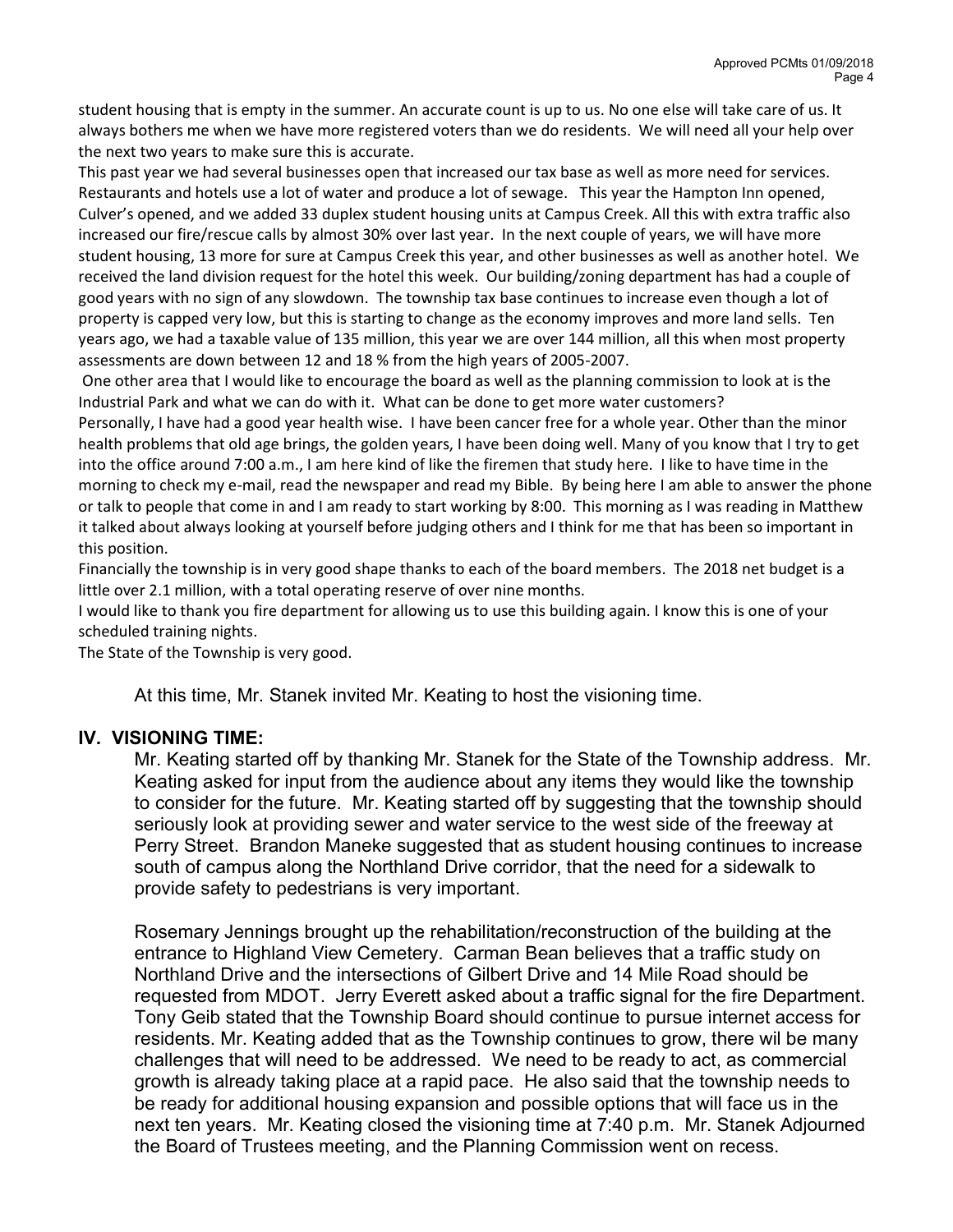student housing that is empty in the summer. An accurate count is up to us. No one else will take care of us. It always bothers me when we have more registered voters than we do residents. We will need all your help over the next two years to make sure this is accurate.

This past year we had several businesses open that increased our tax base as well as more need for services. Restaurants and hotels use a lot of water and produce a lot of sewage. This year the Hampton Inn opened, Culver's opened, and we added 33 duplex student housing units at Campus Creek. All this with extra traffic also increased our fire/rescue calls by almost 30% over last year. In the next couple of years, we will have more student housing, 13 more for sure at Campus Creek this year, and other businesses as well as another hotel. We received the land division request for the hotel this week. Our building/zoning department has had a couple of good years with no sign of any slowdown. The township tax base continues to increase even though a lot of property is capped very low, but this is starting to change as the economy improves and more land sells. Ten years ago, we had a taxable value of 135 million, this year we are over 144 million, all this when most property assessments are down between 12 and 18 % from the high years of 2005-2007.

One other area that I would like to encourage the board as well as the planning commission to look at is the Industrial Park and what we can do with it. What can be done to get more water customers?

Personally, I have had a good year health wise. I have been cancer free for a whole year. Other than the minor health problems that old age brings, the golden years, I have been doing well. Many of you know that I try to get into the office around 7:00 a.m., I am here kind of like the firemen that study here. I like to have time in the morning to check my e-mail, read the newspaper and read my Bible. By being here I am able to answer the phone or talk to people that come in and I am ready to start working by 8:00. This morning as I was reading in Matthew it talked about always looking at yourself before judging others and I think for me that has been so important in this position.

Financially the township is in very good shape thanks to each of the board members. The 2018 net budget is a little over 2.1 million, with a total operating reserve of over nine months.

I would like to thank you fire department for allowing us to use this building again. I know this is one of your scheduled training nights.

The State of the Township is very good.

At this time, Mr. Stanek invited Mr. Keating to host the visioning time.

## IV. VISIONING TIME:

Mr. Keating started off by thanking Mr. Stanek for the State of the Township address. Mr. Keating asked for input from the audience about any items they would like the township to consider for the future. Mr. Keating started off by suggesting that the township should seriously look at providing sewer and water service to the west side of the freeway at Perry Street. Brandon Maneke suggested that as student housing continues to increase south of campus along the Northland Drive corridor, that the need for a sidewalk to provide safety to pedestrians is very important.

Rosemary Jennings brought up the rehabilitation/reconstruction of the building at the entrance to Highland View Cemetery. Carman Bean believes that a traffic study on Northland Drive and the intersections of Gilbert Drive and 14 Mile Road should be requested from MDOT. Jerry Everett asked about a traffic signal for the fire Department. Tony Geib stated that the Township Board should continue to pursue internet access for residents. Mr. Keating added that as the Township continues to grow, there wil be many challenges that will need to be addressed. We need to be ready to act, as commercial growth is already taking place at a rapid pace. He also said that the township needs to be ready for additional housing expansion and possible options that will face us in the next ten years. Mr. Keating closed the visioning time at 7:40 p.m. Mr. Stanek Adjourned the Board of Trustees meeting, and the Planning Commission went on recess.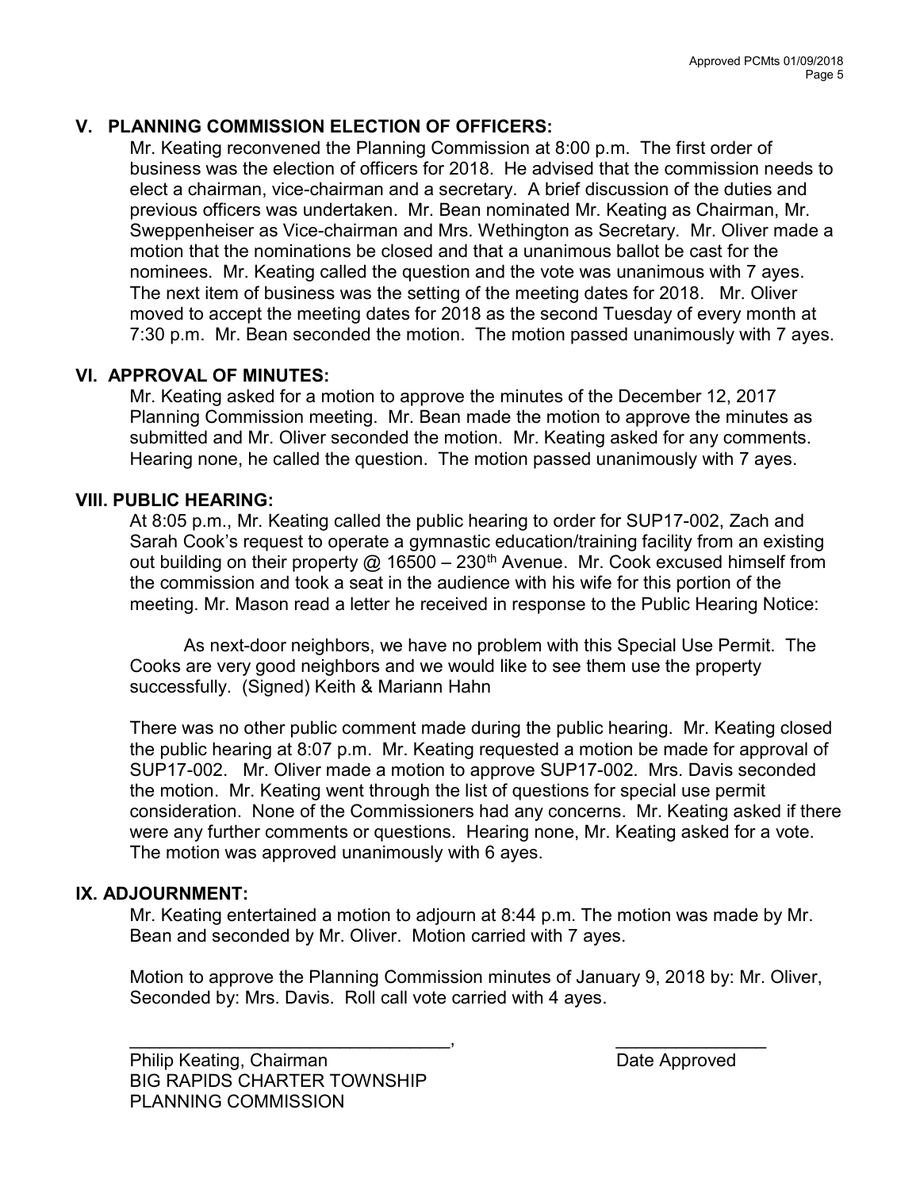## V. PLANNING COMMISSION ELECTION OF OFFICERS:

Mr. Keating reconvened the Planning Commission at 8:00 p.m. The first order of business was the election of officers for 2018. He advised that the commission needs to elect a chairman, vice-chairman and a secretary. A brief discussion of the duties and previous officers was undertaken. Mr. Bean nominated Mr. Keating as Chairman, Mr. Sweppenheiser as Vice-chairman and Mrs. Wethington as Secretary. Mr. Oliver made a motion that the nominations be closed and that a unanimous ballot be cast for the nominees. Mr. Keating called the question and the vote was unanimous with 7 ayes. The next item of business was the setting of the meeting dates for 2018. Mr. Oliver moved to accept the meeting dates for 2018 as the second Tuesday of every month at 7:30 p.m. Mr. Bean seconded the motion. The motion passed unanimously with 7 ayes.

## VI. APPROVAL OF MINUTES:

Mr. Keating asked for a motion to approve the minutes of the December 12, 2017 Planning Commission meeting. Mr. Bean made the motion to approve the minutes as submitted and Mr. Oliver seconded the motion. Mr. Keating asked for any comments. Hearing none, he called the question. The motion passed unanimously with 7 ayes.

## VIII. PUBLIC HEARING:

At 8:05 p.m., Mr. Keating called the public hearing to order for SUP17-002, Zach and Sarah Cook's request to operate a gymnastic education/training facility from an existing out building on their property @ 16500 – 230th Avenue. Mr. Cook excused himself from the commission and took a seat in the audience with his wife for this portion of the meeting. Mr. Mason read a letter he received in response to the Public Hearing Notice:

As next-door neighbors, we have no problem with this Special Use Permit. The Cooks are very good neighbors and we would like to see them use the property successfully. (Signed) Keith & Mariann Hahn

There was no other public comment made during the public hearing. Mr. Keating closed the public hearing at 8:07 p.m. Mr. Keating requested a motion be made for approval of SUP17-002. Mr. Oliver made a motion to approve SUP17-002. Mrs. Davis seconded the motion. Mr. Keating went through the list of questions for special use permit consideration. None of the Commissioners had any concerns. Mr. Keating asked if there were any further comments or questions. Hearing none, Mr. Keating asked for a vote. The motion was approved unanimously with 6 ayes.

## IX. ADJOURNMENT:

Mr. Keating entertained a motion to adjourn at 8:44 p.m. The motion was made by Mr. Bean and seconded by Mr. Oliver. Motion carried with 7 ayes.

Motion to approve the Planning Commission minutes of January 9, 2018 by: Mr. Oliver, Seconded by: Mrs. Davis. Roll call vote carried with 4 ayes.

_________________________________, _______________

Philip Keating, Chairman Date Approved

BIG RAPIDS CHARTER TOWNSHIP

PLANNING COMMISSION